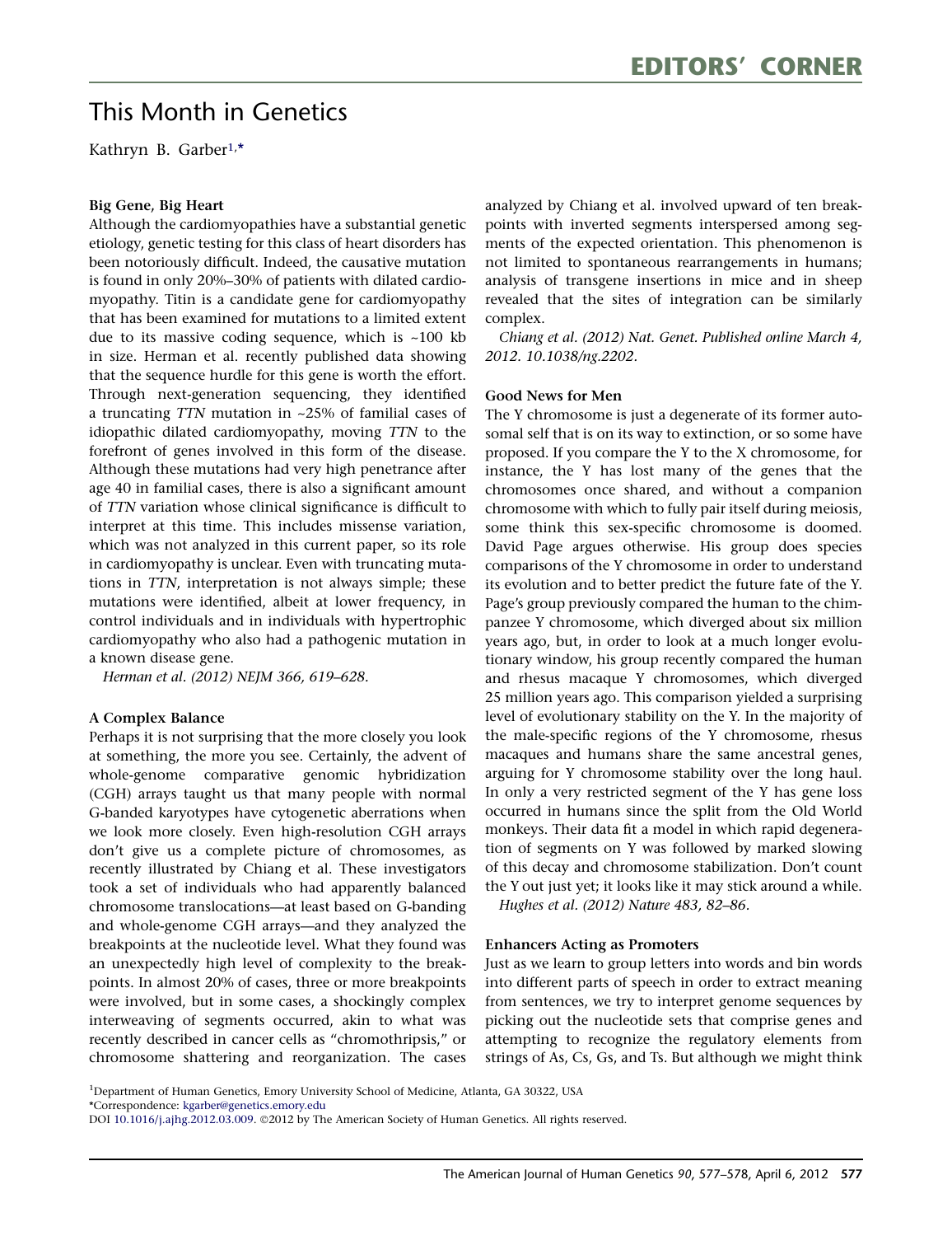# This Month in Genetics

Kathryn B. Garber[1,*]

### Big Gene, Big Heart

Although the cardiomyopathies have a substantial genetic etiology, genetic testing for this class of heart disorders has been notoriously difficult. Indeed, the causative mutation is found in only 20%–30% of patients with dilated cardiomyopathy. Titin is a candidate gene for cardiomyopathy that has been examined for mutations to a limited extent due to its massive coding sequence, which is ~100 kb in size. Herman et al. recently published data showing that the sequence hurdle for this gene is worth the effort. Through next-generation sequencing, they identified a truncating *TTN* mutation in ~25% of familial cases of idiopathic dilated cardiomyopathy, moving *TTN* to the forefront of genes involved in this form of the disease. Although these mutations had very high penetrance after age 40 in familial cases, there is also a significant amount of *TTN* variation whose clinical significance is difficult to interpret at this time. This includes missense variation, which was not analyzed in this current paper, so its role in cardiomyopathy is unclear. Even with truncating mutations in *TTN*, interpretation is not always simple; these mutations were identified, albeit at lower frequency, in control individuals and in individuals with hypertrophic cardiomyopathy who also had a pathogenic mutation in a known disease gene.

*Herman et al. (2012) NEJM 366, 619–628.*

### A Complex Balance

Perhaps it is not surprising that the more closely you look at something, the more you see. Certainly, the advent of whole-genome comparative genomic hybridization (CGH) arrays taught us that many people with normal G-banded karyotypes have cytogenetic aberrations when we look more closely. Even high-resolution CGH arrays don't give us a complete picture of chromosomes, as recently illustrated by Chiang et al. These investigators took a set of individuals who had apparently balanced chromosome translocations—at least based on G-banding and whole-genome CGH arrays—and they analyzed the breakpoints at the nucleotide level. What they found was an unexpectedly high level of complexity to the breakpoints. In almost 20% of cases, three or more breakpoints were involved, but in some cases, a shockingly complex interweaving of segments occurred, akin to what was recently described in cancer cells as "chromothripsis," or chromosome shattering and reorganization. The cases analyzed by Chiang et al. involved upward of ten breakpoints with inverted segments interspersed among segments of the expected orientation. This phenomenon is not limited to spontaneous rearrangements in humans; analysis of transgene insertions in mice and in sheep revealed that the sites of integration can be similarly complex.

*Chiang et al. (2012) Nat. Genet. Published online March 4, 2012. 10.1038/ng.2202.*

### Good News for Men

The Y chromosome is just a degenerate of its former autosomal self that is on its way to extinction, or so some have proposed. If you compare the Y to the X chromosome, for instance, the Y has lost many of the genes that the chromosomes once shared, and without a companion chromosome with which to fully pair itself during meiosis, some think this sex-specific chromosome is doomed. David Page argues otherwise. His group does species comparisons of the Y chromosome in order to understand its evolution and to better predict the future fate of the Y. Page's group previously compared the human to the chimpanzee Y chromosome, which diverged about six million years ago, but, in order to look at a much longer evolutionary window, his group recently compared the human and rhesus macaque Y chromosomes, which diverged 25 million years ago. This comparison yielded a surprising level of evolutionary stability on the Y. In the majority of the male-specific regions of the Y chromosome, rhesus macaques and humans share the same ancestral genes, arguing for Y chromosome stability over the long haul. In only a very restricted segment of the Y has gene loss occurred in humans since the split from the Old World monkeys. Their data fit a model in which rapid degeneration of segments on Y was followed by marked slowing of this decay and chromosome stabilization. Don't count the Y out just yet; it looks like it may stick around a while.

*Hughes et al. (2012) Nature 483, 82–86.*

### Enhancers Acting as Promoters

Just as we learn to group letters into words and bin words into different parts of speech in order to extract meaning from sentences, we try to interpret genome sequences by picking out the nucleotide sets that comprise genes and attempting to recognize the regulatory elements from strings of As, Cs, Gs, and Ts. But although we might think

[1]Department of Human Genetics, Emory University School of Medicine, Atlanta, GA 30322, USA
*Correspondence: kgarber@genetics.emory.edu
DOI 10.1016/j.ajhg.2012.03.009. ©2012 by The American Society of Human Genetics. All rights reserved.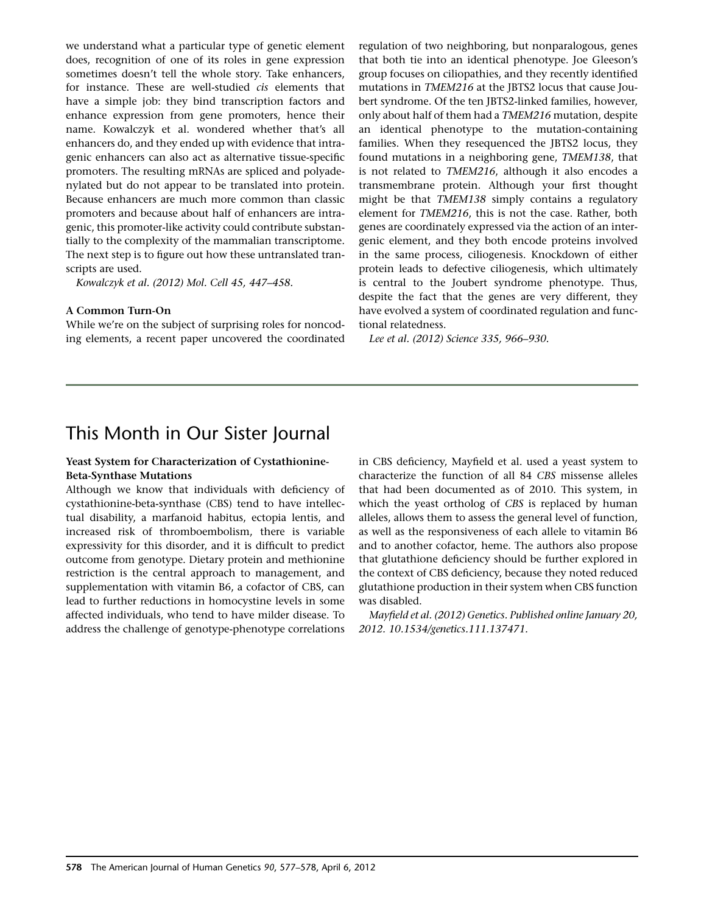we understand what a particular type of genetic element does, recognition of one of its roles in gene expression sometimes doesn't tell the whole story. Take enhancers, for instance. These are well-studied *cis* elements that have a simple job: they bind transcription factors and enhance expression from gene promoters, hence their name. Kowalczyk et al. wondered whether that's all enhancers do, and they ended up with evidence that intragenic enhancers can also act as alternative tissue-specific promoters. The resulting mRNAs are spliced and polyadenylated but do not appear to be translated into protein. Because enhancers are much more common than classic promoters and because about half of enhancers are intragenic, this promoter-like activity could contribute substantially to the complexity of the mammalian transcriptome. The next step is to figure out how these untranslated transcripts are used.

*Kowalczyk et al. (2012) Mol. Cell 45, 447–458.*

**A Common Turn-On**

While we're on the subject of surprising roles for noncoding elements, a recent paper uncovered the coordinated regulation of two neighboring, but nonparalogous, genes that both tie into an identical phenotype. Joe Gleeson's group focuses on ciliopathies, and they recently identified mutations in *TMEM216* at the JBTS2 locus that cause Joubert syndrome. Of the ten JBTS2-linked families, however, only about half of them had a *TMEM216* mutation, despite an identical phenotype to the mutation-containing families. When they resequenced the JBTS2 locus, they found mutations in a neighboring gene, *TMEM138*, that is not related to *TMEM216*, although it also encodes a transmembrane protein. Although your first thought might be that *TMEM138* simply contains a regulatory element for *TMEM216*, this is not the case. Rather, both genes are coordinately expressed via the action of an intergenic element, and they both encode proteins involved in the same process, ciliogenesis. Knockdown of either protein leads to defective ciliogenesis, which ultimately is central to the Joubert syndrome phenotype. Thus, despite the fact that the genes are very different, they have evolved a system of coordinated regulation and functional relatedness.

*Lee et al. (2012) Science 335, 966–930.*

# This Month in Our Sister Journal

**Yeast System for Characterization of Cystathionine-Beta-Synthase Mutations**

Although we know that individuals with deficiency of cystathionine-beta-synthase (CBS) tend to have intellectual disability, a marfanoid habitus, ectopia lentis, and increased risk of thromboembolism, there is variable expressivity for this disorder, and it is difficult to predict outcome from genotype. Dietary protein and methionine restriction is the central approach to management, and supplementation with vitamin B6, a cofactor of CBS, can lead to further reductions in homocystine levels in some affected individuals, who tend to have milder disease. To address the challenge of genotype-phenotype correlations in CBS deficiency, Mayfield et al. used a yeast system to characterize the function of all 84 *CBS* missense alleles that had been documented as of 2010. This system, in which the yeast ortholog of *CBS* is replaced by human alleles, allows them to assess the general level of function, as well as the responsiveness of each allele to vitamin B6 and to another cofactor, heme. The authors also propose that glutathione deficiency should be further explored in the context of CBS deficiency, because they noted reduced glutathione production in their system when CBS function was disabled.

*Mayfield et al. (2012) Genetics. Published online January 20, 2012. 10.1534/genetics.111.137471.*